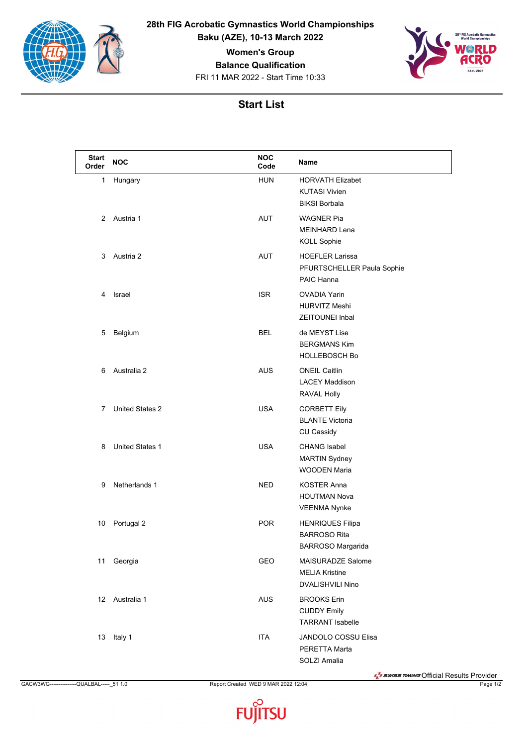# 28th FIG Acrobatic Gymnastics World Championships

**Baku (AZE), 10-13 March 2022**

**Women's Group**

**Balance Qualification**

FRI 11 MAR 2022 - Start Time 10:33

## Start List

| Start Order | NOC | NOC Code | Name |
|---|---|---|---|
| 1 | Hungary | HUN | HORVATH Elizabet<br>KUTASI Vivien<br>BIKSI Borbala |
| 2 | Austria 1 | AUT | WAGNER Pia<br>MEINHARD Lena<br>KOLL Sophie |
| 3 | Austria 2 | AUT | HOEFLER Larissa<br>PFURTSCHELLER Paula Sophie<br>PAIC Hanna |
| 4 | Israel | ISR | OVADIA Yarin<br>HURVITZ Meshi<br>ZEITOUNEI Inbal |
| 5 | Belgium | BEL | de MEYST Lise<br>BERGMANS Kim<br>HOLLEBOSCH Bo |
| 6 | Australia 2 | AUS | ONEIL Caitlin<br>LACEY Maddison<br>RAVAL Holly |
| 7 | United States 2 | USA | CORBETT Eily<br>BLANTE Victoria<br>CU Cassidy |
| 8 | United States 1 | USA | CHANG Isabel<br>MARTIN Sydney<br>WOODEN Maria |
| 9 | Netherlands 1 | NED | KOSTER Anna<br>HOUTMAN Nova<br>VEENMA Nynke |
| 10 | Portugal 2 | POR | HENRIQUES Filipa<br>BARROSO Rita<br>BARROSO Margarida |
| 11 | Georgia | GEO | MAISURADZE Salome<br>MELIA Kristine<br>DVALISHVILI Nino |
| 12 | Australia 1 | AUS | BROOKS Erin<br>CUDDY Emily<br>TARRANT Isabelle |
| 13 | Italy 1 | ITA | JANDOLO COSSU Elisa<br>PERETTA Marta<br>SOLZI Amalia |

GACW3WG---------------QUALBAL-----_51 1.0 Report Created WED 9 MAR 2022 12:04

SWISS TIMING Official Results Provider

FUJITSU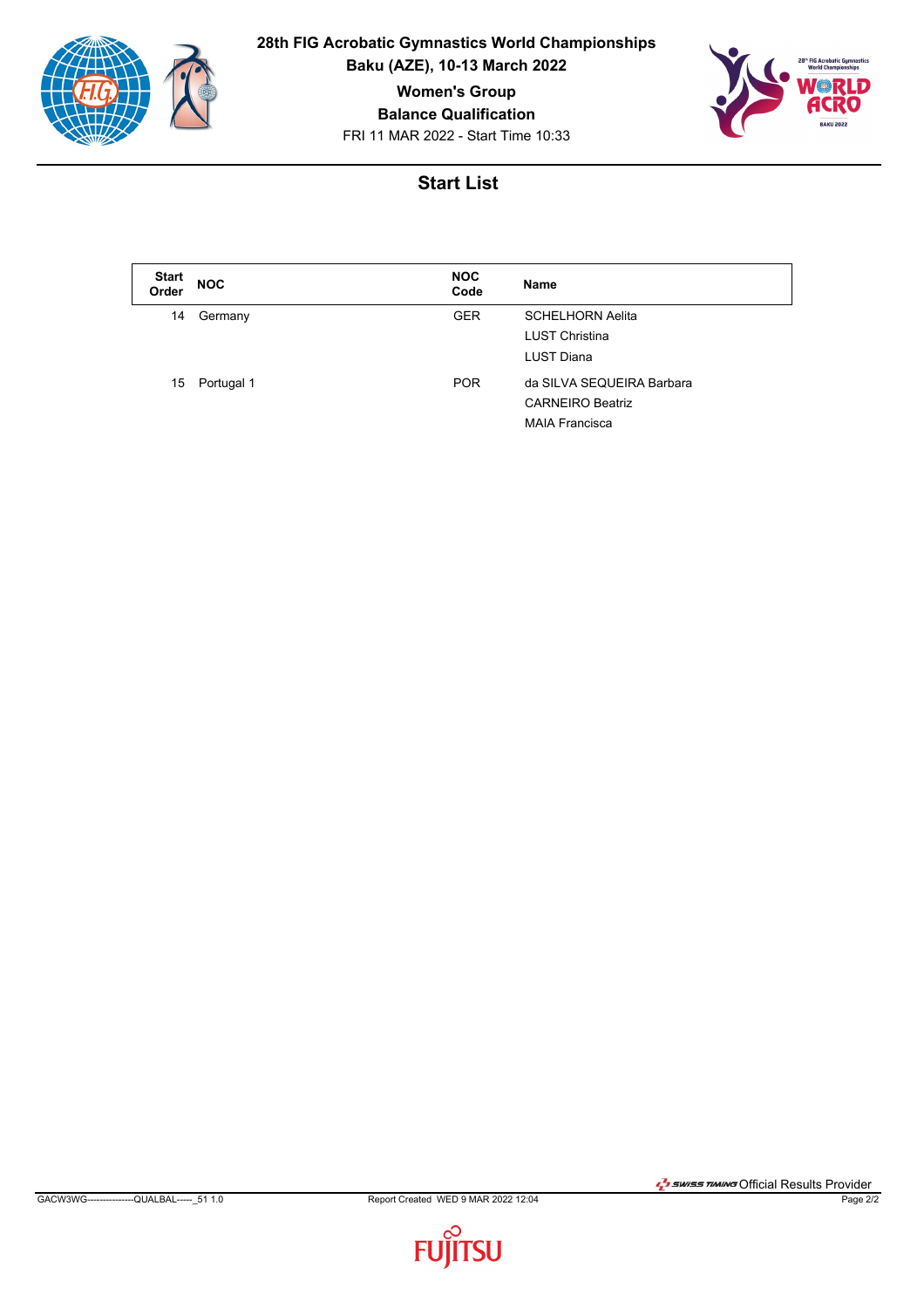# 28th FIG Acrobatic Gymnastics World Championships

**Baku (AZE), 10-13 March 2022**

**Women's Group**

**Balance Qualification**

FRI 11 MAR 2022 - Start Time 10:33

## Start List

| Start Order | NOC | NOC Code | Name |
|---|---|---|---|
| 14 | Germany | GER | SCHELHORN Aelita<br>LUST Christina<br>LUST Diana |
| 15 | Portugal 1 | POR | da SILVA SEQUEIRA Barbara<br>CARNEIRO Beatriz<br>MAIA Francisca |

GACW3WG---------------QUALBAL-----_51 1.0 Report Created WED 9 MAR 2022 12:04

Official Results Provider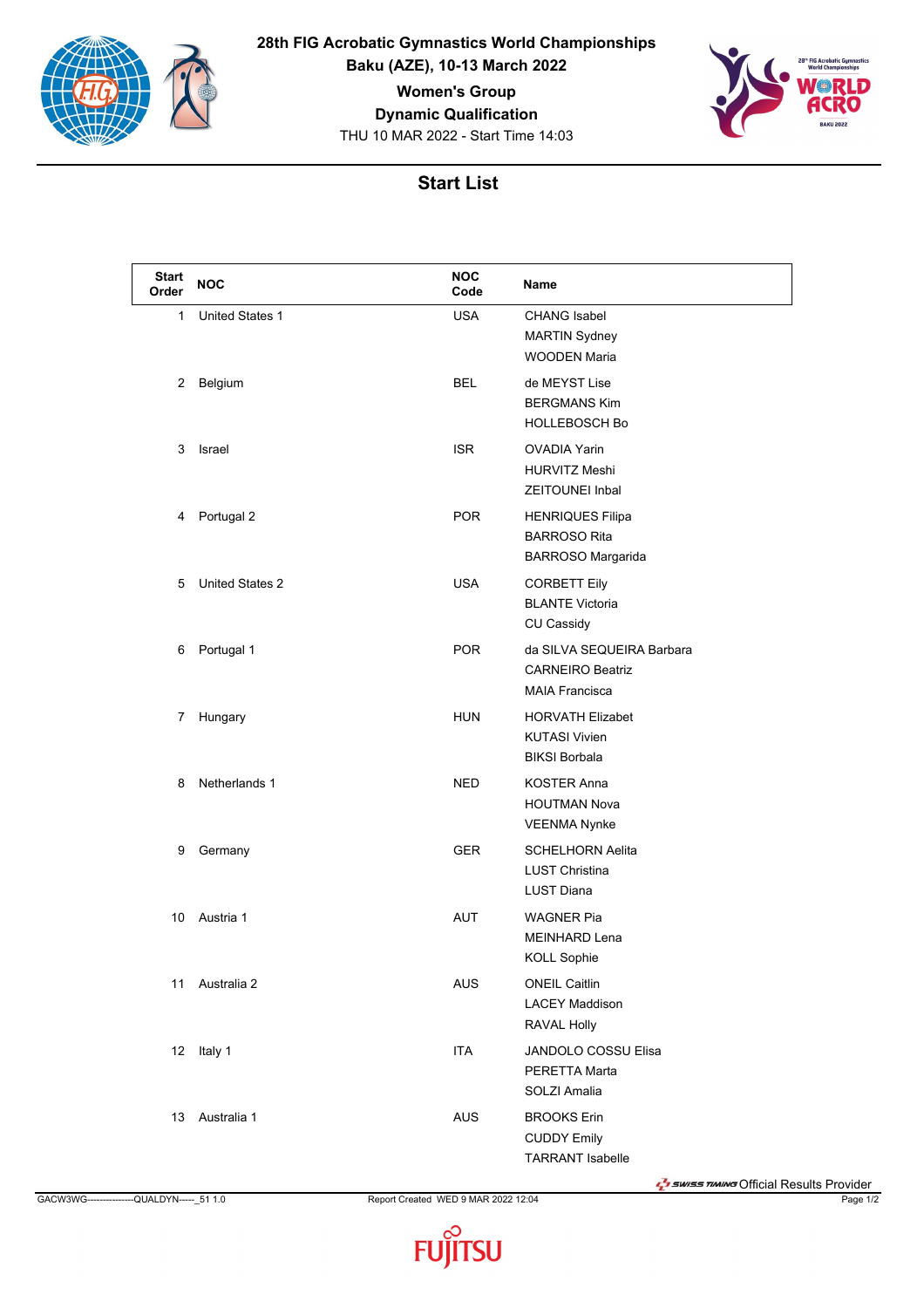# 28th FIG Acrobatic Gymnastics World Championships

**Baku (AZE), 10-13 March 2022**

**Women's Group**

**Dynamic Qualification**

THU 10 MAR 2022 - Start Time 14:03

## Start List

| Start Order | NOC | NOC Code | Name |
|---|---|---|---|
| 1 | United States 1 | USA | CHANG Isabel<br>MARTIN Sydney<br>WOODEN Maria |
| 2 | Belgium | BEL | de MEYST Lise<br>BERGMANS Kim<br>HOLLEBOSCH Bo |
| 3 | Israel | ISR | OVADIA Yarin<br>HURVITZ Meshi<br>ZEITOUNEI Inbal |
| 4 | Portugal 2 | POR | HENRIQUES Filipa<br>BARROSO Rita<br>BARROSO Margarida |
| 5 | United States 2 | USA | CORBETT Eily<br>BLANTE Victoria<br>CU Cassidy |
| 6 | Portugal 1 | POR | da SILVA SEQUEIRA Barbara<br>CARNEIRO Beatriz<br>MAIA Francisca |
| 7 | Hungary | HUN | HORVATH Elizabet<br>KUTASI Vivien<br>BIKSI Borbala |
| 8 | Netherlands 1 | NED | KOSTER Anna<br>HOUTMAN Nova<br>VEENMA Nynke |
| 9 | Germany | GER | SCHELHORN Aelita<br>LUST Christina<br>LUST Diana |
| 10 | Austria 1 | AUT | WAGNER Pia<br>MEINHARD Lena<br>KOLL Sophie |
| 11 | Australia 2 | AUS | ONEIL Caitlin<br>LACEY Maddison<br>RAVAL Holly |
| 12 | Italy 1 | ITA | JANDOLO COSSU Elisa<br>PERETTA Marta<br>SOLZI Amalia |
| 13 | Australia 1 | AUS | BROOKS Erin<br>CUDDY Emily<br>TARRANT Isabelle |

Official Results Provider

GACW3WG---------------QUALDYN-----_51 1.0    Report Created WED 9 MAR 2022 12:04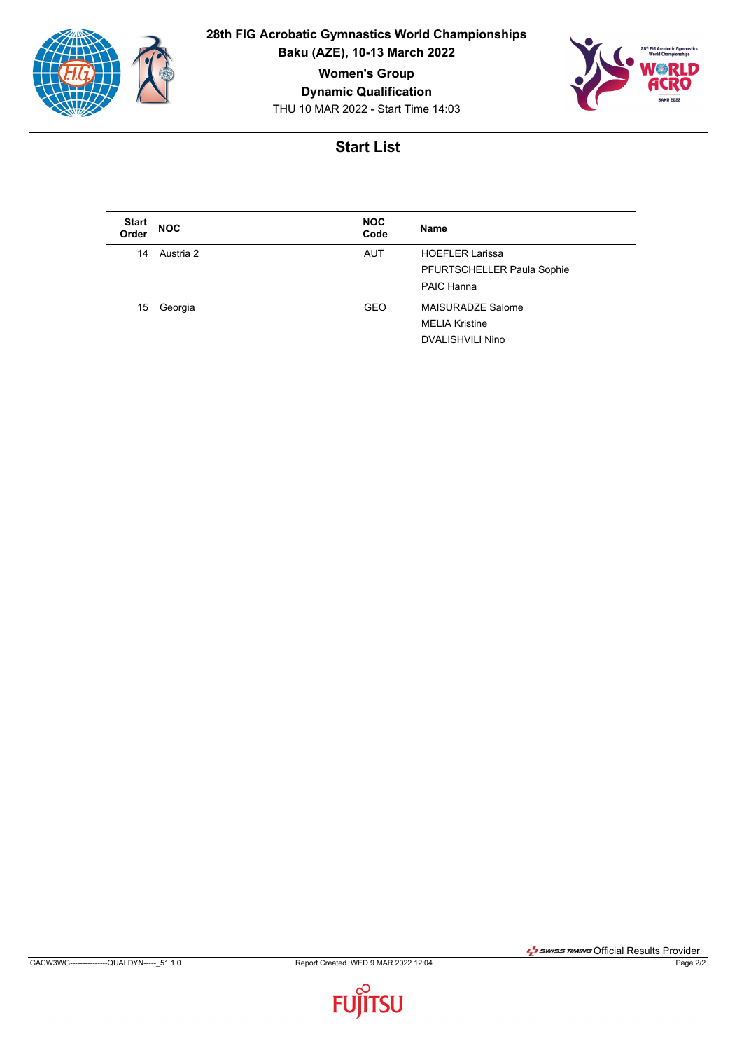**28th FIG Acrobatic Gymnastics World Championships**
**Baku (AZE), 10-13 March 2022**
**Women's Group**
**Dynamic Qualification**
THU 10 MAR 2022 - Start Time 14:03

## Start List

| Start Order | NOC | NOC Code | Name |
|---|---|---|---|
| 14 | Austria 2 | AUT | HOEFLER Larissa<br>PFURTSCHELLER Paula Sophie<br>PAIC Hanna |
| 15 | Georgia | GEO | MAISURADZE Salome<br>MELIA Kristine<br>DVALISHVILI Nino |

GACW3WG---------------QUALDYN-----_51 1.0 Report Created WED 9 MAR 2022 12:04

SWISS TIMING Official Results Provider

FUJITSU